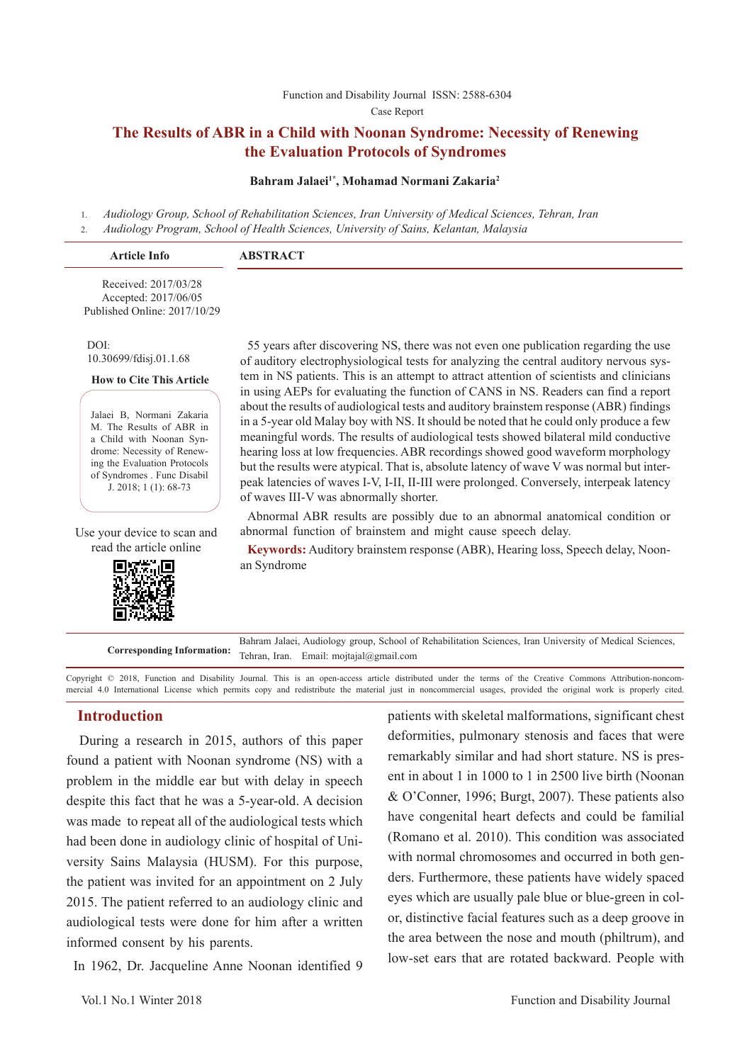Function and Disability Journal ISSN: 2588-6304

Case Report

# The Results of ABR in a Child with Noonan Syndrome: Necessity of Renewing the Evaluation Protocols of Syndromes

**Bahram Jalaei[1*], Mohamad Normani Zakaria[2]**

1. *Audiology Group, School of Rehabilitation Sciences, Iran University of Medical Sciences, Tehran, Iran*
2. *Audiology Program, School of Health Sciences, University of Sains, Kelantan, Malaysia*

**Article Info**

Received: 2017/03/28
Accepted: 2017/06/05
Published Online: 2017/10/29

DOI:
10.30699/fdisj.01.1.68

**How to Cite This Article**

Jalaei B, Normani Zakaria M. The Results of ABR in a Child with Noonan Syndrome: Necessity of Renewing the Evaluation Protocols of Syndromes . Func Disabil J. 2018; 1 (1): 68-73

Use your device to scan and read the article online

## ABSTRACT

55 years after discovering NS, there was not even one publication regarding the use of auditory electrophysiological tests for analyzing the central auditory nervous system in NS patients. This is an attempt to attract attention of scientists and clinicians in using AEPs for evaluating the function of CANS in NS. Readers can find a report about the results of audiological tests and auditory brainstem response (ABR) findings in a 5-year old Malay boy with NS. It should be noted that he could only produce a few meaningful words. The results of audiological tests showed bilateral mild conductive hearing loss at low frequencies. ABR recordings showed good waveform morphology but the results were atypical. That is, absolute latency of wave V was normal but interpeak latencies of waves I-V, I-II, II-III were prolonged. Conversely, interpeak latency of waves III-V was abnormally shorter.

Abnormal ABR results are possibly due to an abnormal anatomical condition or abnormal function of brainstem and might cause speech delay.

**Keywords:** Auditory brainstem response (ABR), Hearing loss, Speech delay, Noonan Syndrome

**Corresponding Information:** Bahram Jalaei, Audiology group, School of Rehabilitation Sciences, Iran University of Medical Sciences, Tehran, Iran. Email: mojtajal@gmail.com

Copyright © 2018, Function and Disability Journal. This is an open-access article distributed under the terms of the Creative Commons Attribution-noncommercial 4.0 International License which permits copy and redistribute the material just in noncommercial usages, provided the original work is properly cited.

## Introduction

During a research in 2015, authors of this paper found a patient with Noonan syndrome (NS) with a problem in the middle ear but with delay in speech despite this fact that he was a 5-year-old. A decision was made to repeat all of the audiological tests which had been done in audiology clinic of hospital of University Sains Malaysia (HUSM). For this purpose, the patient was invited for an appointment on 2 July 2015. The patient referred to an audiology clinic and audiological tests were done for him after a written informed consent by his parents.

In 1962, Dr. Jacqueline Anne Noonan identified 9 patients with skeletal malformations, significant chest deformities, pulmonary stenosis and faces that were remarkably similar and had short stature. NS is present in about 1 in 1000 to 1 in 2500 live birth (Noonan & O'Conner, 1996; Burgt, 2007). These patients also have congenital heart defects and could be familial (Romano et al. 2010). This condition was associated with normal chromosomes and occurred in both genders. Furthermore, these patients have widely spaced eyes which are usually pale blue or blue-green in color, distinctive facial features such as a deep groove in the area between the nose and mouth (philtrum), and low-set ears that are rotated backward. People with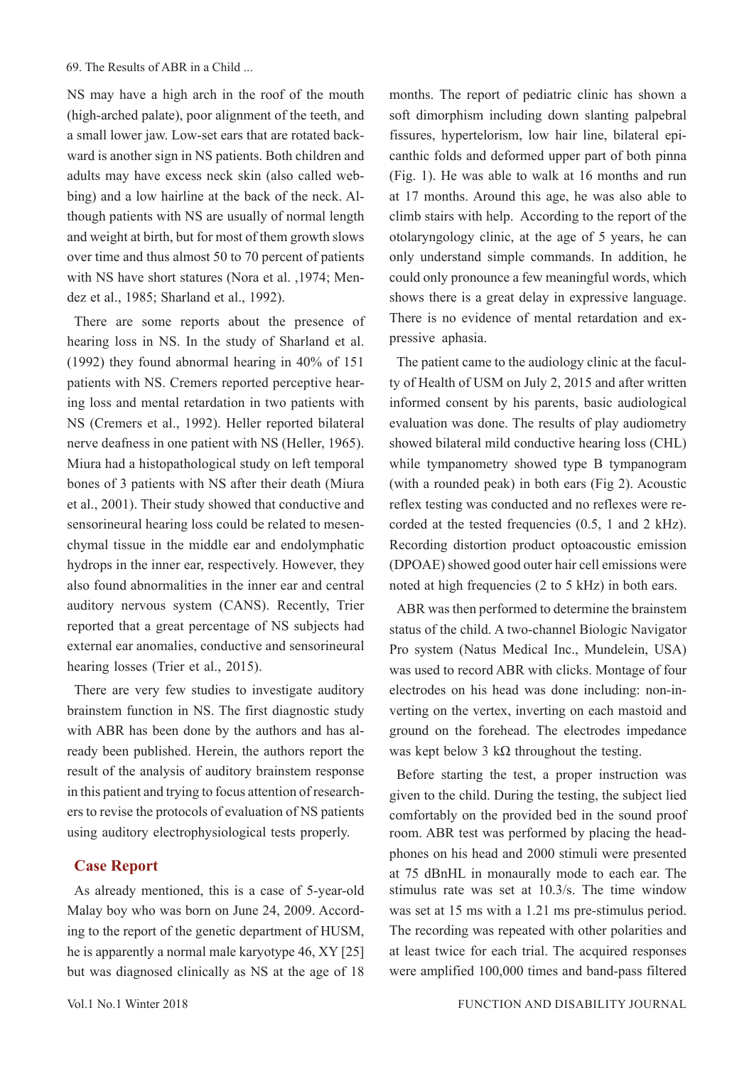NS may have a high arch in the roof of the mouth (high-arched palate), poor alignment of the teeth, and a small lower jaw. Low-set ears that are rotated backward is another sign in NS patients. Both children and adults may have excess neck skin (also called webbing) and a low hairline at the back of the neck. Although patients with NS are usually of normal length and weight at birth, but for most of them growth slows over time and thus almost 50 to 70 percent of patients with NS have short statures (Nora et al. ,1974; Mendez et al., 1985; Sharland et al., 1992).

There are some reports about the presence of hearing loss in NS. In the study of Sharland et al. (1992) they found abnormal hearing in 40% of 151 patients with NS. Cremers reported perceptive hearing loss and mental retardation in two patients with NS (Cremers et al., 1992). Heller reported bilateral nerve deafness in one patient with NS (Heller, 1965). Miura had a histopathological study on left temporal bones of 3 patients with NS after their death (Miura et al., 2001). Their study showed that conductive and sensorineural hearing loss could be related to mesenchymal tissue in the middle ear and endolymphatic hydrops in the inner ear, respectively. However, they also found abnormalities in the inner ear and central auditory nervous system (CANS). Recently, Trier reported that a great percentage of NS subjects had external ear anomalies, conductive and sensorineural hearing losses (Trier et al., 2015).

There are very few studies to investigate auditory brainstem function in NS. The first diagnostic study with ABR has been done by the authors and has already been published. Herein, the authors report the result of the analysis of auditory brainstem response in this patient and trying to focus attention of researchers to revise the protocols of evaluation of NS patients using auditory electrophysiological tests properly.

## Case Report

As already mentioned, this is a case of 5-year-old Malay boy who was born on June 24, 2009. According to the report of the genetic department of HUSM, he is apparently a normal male karyotype 46, XY [25] but was diagnosed clinically as NS at the age of 18 months. The report of pediatric clinic has shown a soft dimorphism including down slanting palpebral fissures, hypertelorism, low hair line, bilateral epicanthic folds and deformed upper part of both pinna (Fig. 1). He was able to walk at 16 months and run at 17 months. Around this age, he was also able to climb stairs with help. According to the report of the otolaryngology clinic, at the age of 5 years, he can only understand simple commands. In addition, he could only pronounce a few meaningful words, which shows there is a great delay in expressive language. There is no evidence of mental retardation and expressive aphasia.

The patient came to the audiology clinic at the faculty of Health of USM on July 2, 2015 and after written informed consent by his parents, basic audiological evaluation was done. The results of play audiometry showed bilateral mild conductive hearing loss (CHL) while tympanometry showed type B tympanogram (with a rounded peak) in both ears (Fig 2). Acoustic reflex testing was conducted and no reflexes were recorded at the tested frequencies (0.5, 1 and 2 kHz). Recording distortion product optoacoustic emission (DPOAE) showed good outer hair cell emissions were noted at high frequencies (2 to 5 kHz) in both ears.

ABR was then performed to determine the brainstem status of the child. A two-channel Biologic Navigator Pro system (Natus Medical Inc., Mundelein, USA) was used to record ABR with clicks. Montage of four electrodes on his head was done including: non-inverting on the vertex, inverting on each mastoid and ground on the forehead. The electrodes impedance was kept below 3 kΩ throughout the testing.

Before starting the test, a proper instruction was given to the child. During the testing, the subject lied comfortably on the provided bed in the sound proof room. ABR test was performed by placing the headphones on his head and 2000 stimuli were presented at 75 dBnHL in monaurally mode to each ear. The stimulus rate was set at 10.3/s. The time window was set at 15 ms with a 1.21 ms pre-stimulus period. The recording was repeated with other polarities and at least twice for each trial. The acquired responses were amplified 100,000 times and band-pass filtered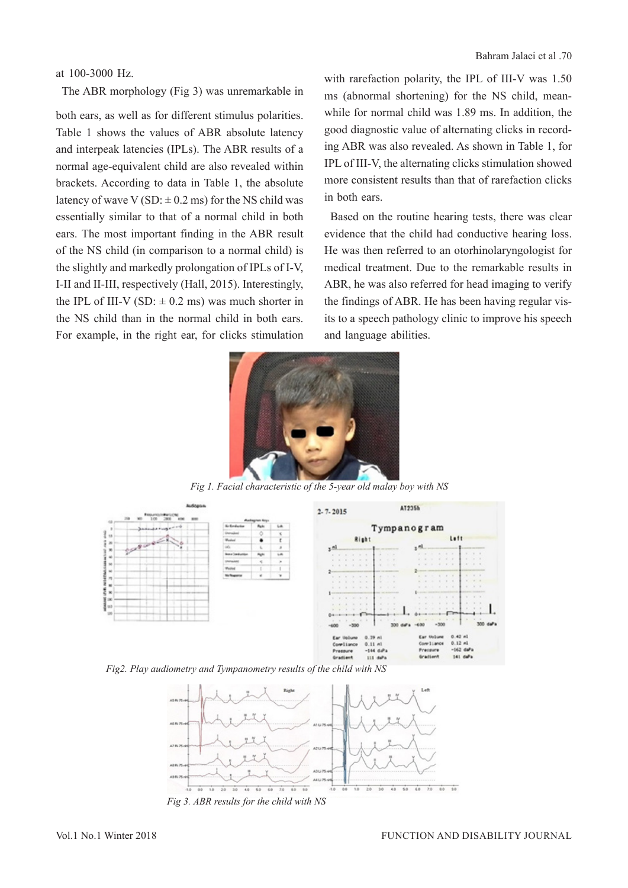at 100-3000 Hz.

The ABR morphology (Fig 3) was unremarkable in both ears, as well as for different stimulus polarities. Table 1 shows the values of ABR absolute latency and interpeak latencies (IPLs). The ABR results of a normal age-equivalent child are also revealed within brackets. According to data in Table 1, the absolute latency of wave V (SD: ± 0.2 ms) for the NS child was essentially similar to that of a normal child in both ears. The most important finding in the ABR result of the NS child (in comparison to a normal child) is the slightly and markedly prolongation of IPLs of I-V, I-II and II-III, respectively (Hall, 2015). Interestingly, the IPL of III-V (SD: ± 0.2 ms) was much shorter in the NS child than in the normal child in both ears. For example, in the right ear, for clicks stimulation with rarefaction polarity, the IPL of III-V was 1.50 ms (abnormal shortening) for the NS child, meanwhile for normal child was 1.89 ms. In addition, the good diagnostic value of alternating clicks in recording ABR was also revealed. As shown in Table 1, for IPL of III-V, the alternating clicks stimulation showed more consistent results than that of rarefaction clicks in both ears.

Based on the routine hearing tests, there was clear evidence that the child had conductive hearing loss. He was then referred to an otorhinolaryngologist for medical treatment. Due to the remarkable results in ABR, he was also referred for head imaging to verify the findings of ABR. He has been having regular visits to a speech pathology clinic to improve his speech and language abilities.

*Fig 1. Facial characteristic of the 5-year old malay boy with NS*

*Fig2. Play audiometry and Tympanometry results of the child with NS*

*Fig 3. ABR results for the child with NS*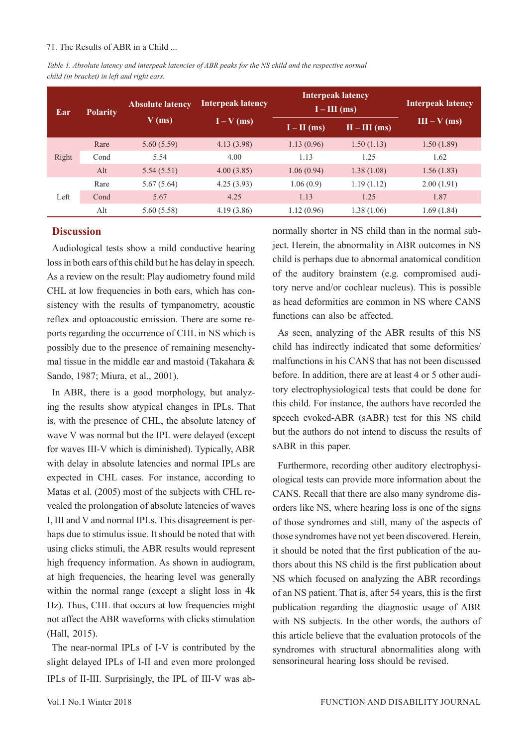*Table 1. Absolute latency and interpeak latencies of ABR peaks for the NS child and the respective normal child (in bracket) in left and right ears.*

| Ear | Polarity | Absolute latency V (ms) | Interpeak latency I – V (ms) | Interpeak latency I – III (ms) | | Interpeak latency III – V (ms) |
|---|---|---|---|---|---|---|
| | | | | I – II (ms) | II – III (ms) | |
| Right | Rare | 5.60 (5.59) | 4.13 (3.98) | 1.13 (0.96) | 1.50 (1.13) | 1.50 (1.89) |
| | Cond | 5.54 | 4.00 | 1.13 | 1.25 | 1.62 |
| | Alt | 5.54 (5.51) | 4.00 (3.85) | 1.06 (0.94) | 1.38 (1.08) | 1.56 (1.83) |
| Left | Rare | 5.67 (5.64) | 4.25 (3.93) | 1.06 (0.9) | 1.19 (1.12) | 2.00 (1.91) |
| | Cond | 5.67 | 4.25 | 1.13 | 1.25 | 1.87 |
| | Alt | 5.60 (5.58) | 4.19 (3.86) | 1.12 (0.96) | 1.38 (1.06) | 1.69 (1.84) |

## Discussion

Audiological tests show a mild conductive hearing loss in both ears of this child but he has delay in speech. As a review on the result: Play audiometry found mild CHL at low frequencies in both ears, which has consistency with the results of tympanometry, acoustic reflex and optoacoustic emission. There are some reports regarding the occurrence of CHL in NS which is possibly due to the presence of remaining mesenchymal tissue in the middle ear and mastoid (Takahara & Sando, 1987; Miura, et al., 2001).

In ABR, there is a good morphology, but analyzing the results show atypical changes in IPLs. That is, with the presence of CHL, the absolute latency of wave V was normal but the IPL were delayed (except for waves III-V which is diminished). Typically, ABR with delay in absolute latencies and normal IPLs are expected in CHL cases. For instance, according to Matas et al. (2005) most of the subjects with CHL revealed the prolongation of absolute latencies of waves I, III and V and normal IPLs. This disagreement is perhaps due to stimulus issue. It should be noted that with using clicks stimuli, the ABR results would represent high frequency information. As shown in audiogram, at high frequencies, the hearing level was generally within the normal range (except a slight loss in 4k Hz). Thus, CHL that occurs at low frequencies might not affect the ABR waveforms with clicks stimulation (Hall, 2015).

The near-normal IPLs of I-V is contributed by the slight delayed IPLs of I-II and even more prolonged IPLs of II-III. Surprisingly, the IPL of III-V was abnormally shorter in NS child than in the normal subject. Herein, the abnormality in ABR outcomes in NS child is perhaps due to abnormal anatomical condition of the auditory brainstem (e.g. compromised auditory nerve and/or cochlear nucleus). This is possible as head deformities are common in NS where CANS functions can also be affected.

As seen, analyzing of the ABR results of this NS child has indirectly indicated that some deformities/malfunctions in his CANS that has not been discussed before. In addition, there are at least 4 or 5 other auditory electrophysiological tests that could be done for this child. For instance, the authors have recorded the speech evoked-ABR (sABR) test for this NS child but the authors do not intend to discuss the results of sABR in this paper.

Furthermore, recording other auditory electrophysiological tests can provide more information about the CANS. Recall that there are also many syndrome disorders like NS, where hearing loss is one of the signs of those syndromes and still, many of the aspects of those syndromes have not yet been discovered. Herein, it should be noted that the first publication of the authors about this NS child is the first publication about NS which focused on analyzing the ABR recordings of an NS patient. That is, after 54 years, this is the first publication regarding the diagnostic usage of ABR with NS subjects. In the other words, the authors of this article believe that the evaluation protocols of the syndromes with structural abnormalities along with sensorineural hearing loss should be revised.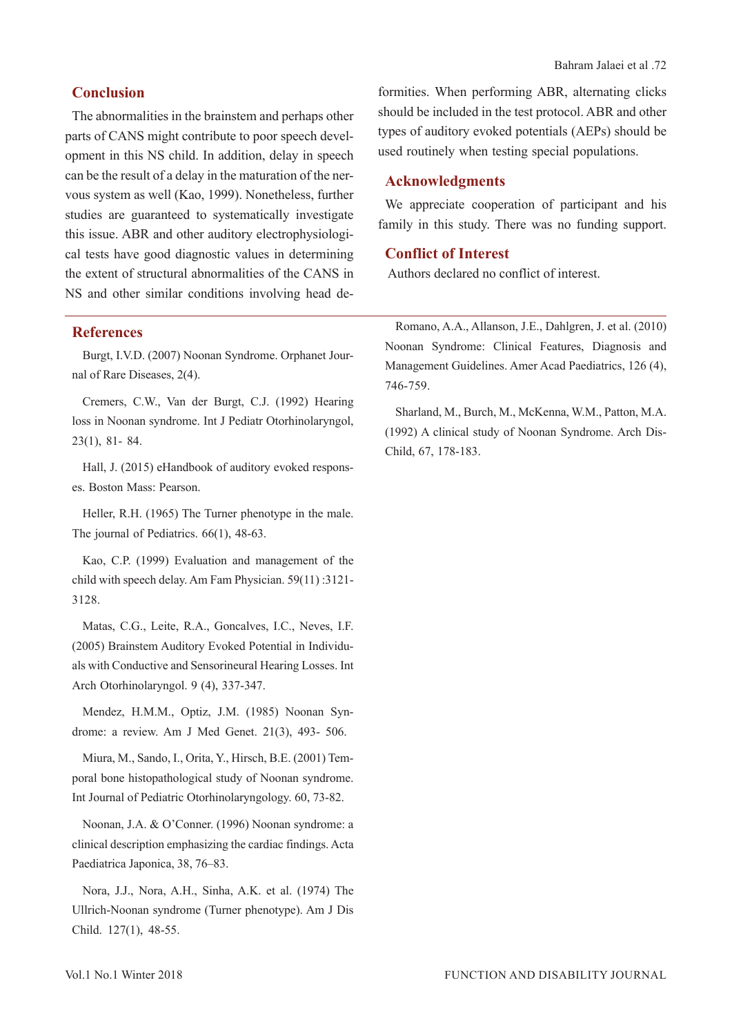## Conclusion

The abnormalities in the brainstem and perhaps other parts of CANS might contribute to poor speech development in this NS child. In addition, delay in speech can be the result of a delay in the maturation of the nervous system as well (Kao, 1999). Nonetheless, further studies are guaranteed to systematically investigate this issue. ABR and other auditory electrophysiological tests have good diagnostic values in determining the extent of structural abnormalities of the CANS in NS and other similar conditions involving head deformities. When performing ABR, alternating clicks should be included in the test protocol. ABR and other types of auditory evoked potentials (AEPs) should be used routinely when testing special populations.

## Acknowledgments

We appreciate cooperation of participant and his family in this study. There was no funding support.

## Conflict of Interest

Authors declared no conflict of interest.

## References

Burgt, I.V.D. (2007) Noonan Syndrome. Orphanet Journal of Rare Diseases, 2(4).

Cremers, C.W., Van der Burgt, C.J. (1992) Hearing loss in Noonan syndrome. Int J Pediatr Otorhinolaryngol, 23(1), 81- 84.

Hall, J. (2015) eHandbook of auditory evoked responses. Boston Mass: Pearson.

Heller, R.H. (1965) The Turner phenotype in the male. The journal of Pediatrics. 66(1), 48-63.

Kao, C.P. (1999) Evaluation and management of the child with speech delay. Am Fam Physician. 59(11) :3121-3128.

Matas, C.G., Leite, R.A., Goncalves, I.C., Neves, I.F. (2005) Brainstem Auditory Evoked Potential in Individuals with Conductive and Sensorineural Hearing Losses. Int Arch Otorhinolaryngol. 9 (4), 337-347.

Mendez, H.M.M., Optiz, J.M. (1985) Noonan Syndrome: a review. Am J Med Genet. 21(3), 493- 506.

Miura, M., Sando, I., Orita, Y., Hirsch, B.E. (2001) Temporal bone histopathological study of Noonan syndrome. Int Journal of Pediatric Otorhinolaryngology. 60, 73-82.

Noonan, J.A. & O'Conner. (1996) Noonan syndrome: a clinical description emphasizing the cardiac findings. Acta Paediatrica Japonica, 38, 76–83.

Nora, J.J., Nora, A.H., Sinha, A.K. et al. (1974) The Ullrich-Noonan syndrome (Turner phenotype). Am J Dis Child. 127(1), 48-55.

Romano, A.A., Allanson, J.E., Dahlgren, J. et al. (2010) Noonan Syndrome: Clinical Features, Diagnosis and Management Guidelines. Amer Acad Paediatrics, 126 (4), 746-759.

Sharland, M., Burch, M., McKenna, W.M., Patton, M.A. (1992) A clinical study of Noonan Syndrome. Arch Dis-Child, 67, 178-183.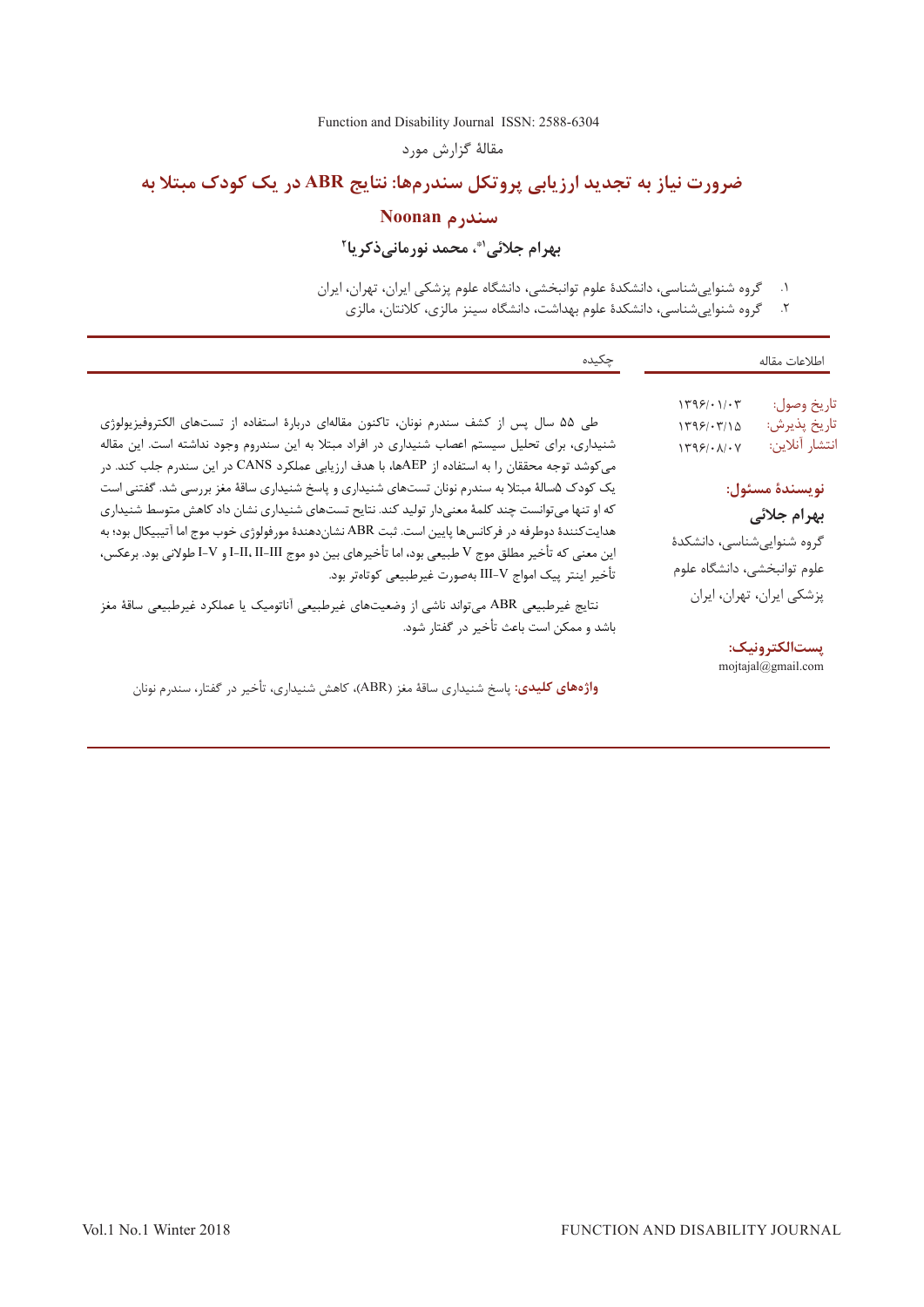مقالۀ گزارش مورد

# ضرورت نیاز به تجدید ارزیابی پروتکل سندرم‌ها: نتایج ABR در یک کودک مبتلا به سندرم Noonan

**بهرام جلائی[1*]، محمد نورمانی‌ذکریا[2]**

۱. گروه شنوایی‌شناسی، دانشکدۀ علوم توانبخشی، دانشگاه علوم پزشکی ایران، تهران، ایران

۲. گروه شنوایی‌شناسی، دانشکدۀ علوم بهداشت، دانشگاه سینز مالزی، کلانتان، مالزی

**اطلاعات مقاله**

تاریخ وصول: ۱۳۹۶/۰۱/۰۳

تاریخ پذیرش: ۱۳۹۶/۰۳/۱۵

انتشار آنلاین: ۱۳۹۶/۰۸/۰۷

**نویسندۀ مسئول:**

**بهرام جلائی**

گروه شنوایی‌شناسی، دانشکدۀ علوم توانبخشی، دانشگاه علوم پزشکی ایران، تهران، ایران

**پست‌الکترونیک:**

mojtajal@gmail.com

**چکیده**

طی ۵۵ سال پس از کشف سندرم نونان، تاکنون مقاله‌ای دربارۀ استفاده از تست‌های الکتروفیزیولوژی شنیداری، برای تحلیل سیستم اعصاب شنیداری در افراد مبتلا به این سندروم وجود نداشته است. این مقاله می‌کوشد توجه محققان را به استفاده از AEPها، با هدف ارزیابی عملکرد CANS در این سندرم جلب کند. در یک کودک ۵سالۀ مبتلا به سندرم نونان تست‌های شنیداری و پاسخ شنیداری ساقۀ مغز بررسی شد. گفتنی است که او تنها می‌توانست چند کلمۀ معنی‌دار تولید کند. نتایج تست‌های شنیداری نشان داد کاهش متوسط شنیداری هدایت‌کنندۀ دوطرفه در فرکانس‌ها پایین است. ثبت ABR نشان‌دهندۀ مورفولوژی خوب موج اما آتیپیکال بود؛ به این معنی که تأخیر مطلق موج V طبیعی بود، اما تأخیرهای بین دو موج I-II، II-III و I-V طولانی بود. برعکس، تأخیر اینتر پیک امواج III-V به‌صورت غیرطبیعی کوتاه‌تر بود.

نتایج غیرطبیعی ABR می‌تواند ناشی از وضعیت‌های غیرطبیعی آناتومیک یا عملکرد غیرطبیعی ساقۀ مغز باشد و ممکن است باعث تأخیر در گفتار شود.

**واژه‌های کلیدی:** پاسخ شنیداری ساقۀ مغز (ABR)، کاهش شنیداری، تأخیر در گفتار، سندرم نونان